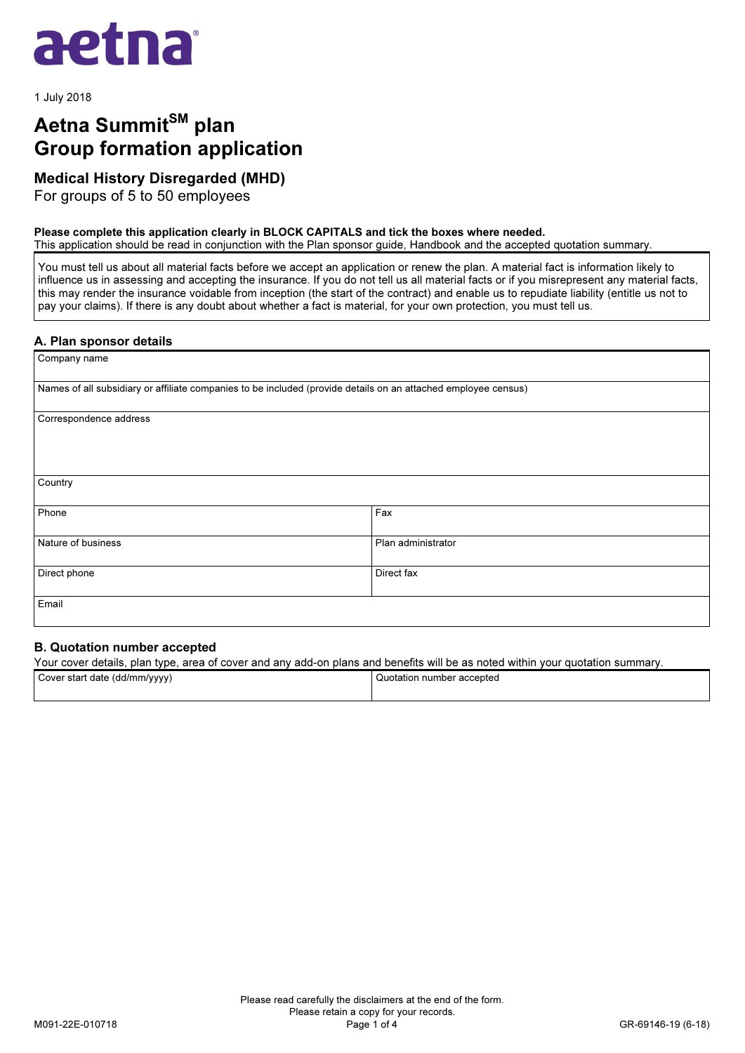aetna®

1 July 2018

# Aetna Summit℠ plan
# Group formation application

## Medical History Disregarded (MHD)

For groups of 5 to 50 employees

**Please complete this application clearly in BLOCK CAPITALS and tick the boxes where needed.**
This application should be read in conjunction with the Plan sponsor guide, Handbook and the accepted quotation summary.

You must tell us about all material facts before we accept an application or renew the plan. A material fact is information likely to influence us in assessing and accepting the insurance. If you do not tell us all material facts or if you misrepresent any material facts, this may render the insurance voidable from inception (the start of the contract) and enable us to repudiate liability (entitle us not to pay your claims). If there is any doubt about whether a fact is material, for your own protection, you must tell us.

### A. Plan sponsor details

| Company name | |
|---|---|
| Names of all subsidiary or affiliate companies to be included (provide details on an attached employee census) | |
| Correspondence address | |
| Country | |
| Phone | Fax |
| Nature of business | Plan administrator |
| Direct phone | Direct fax |
| Email | |

### B. Quotation number accepted

Your cover details, plan type, area of cover and any add-on plans and benefits will be as noted within your quotation summary.

| Cover start date (dd/mm/yyyy) | Quotation number accepted |
|---|---|
| | |

Please read carefully the disclaimers at the end of the form.
Please retain a copy for your records.

M091-22E-010718

GR-69146-19 (6-18)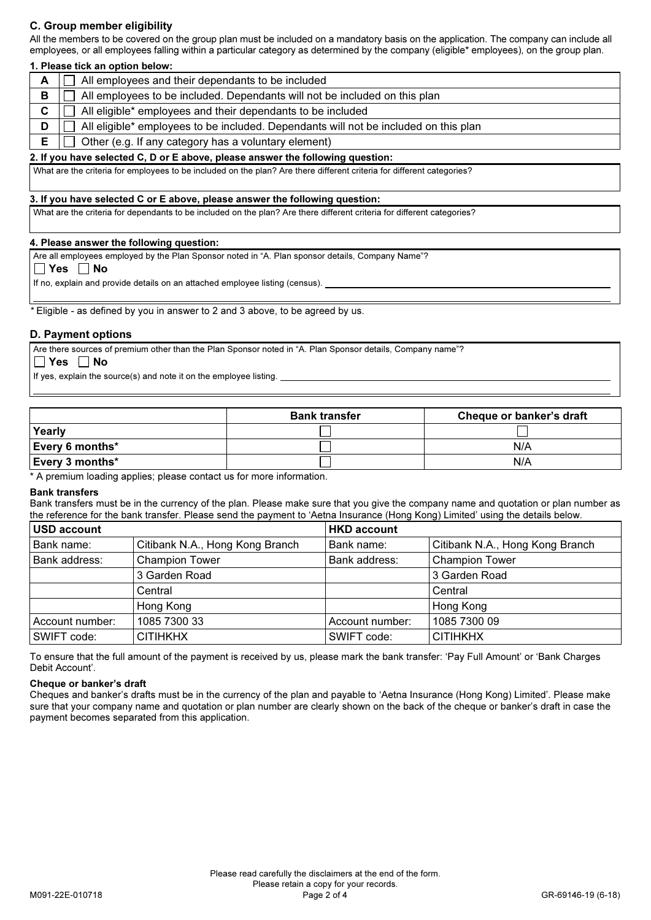## C. Group member eligibility

All the members to be covered on the group plan must be included on a mandatory basis on the application. The company can include all employees, or all employees falling within a particular category as determined by the company (eligible* employees), on the group plan.

**1. Please tick an option below:**

| | |
|---|---|
| **A** | ☐ All employees and their dependants to be included |
| **B** | ☐ All employees to be included. Dependants will not be included on this plan |
| **C** | ☐ All eligible* employees and their dependants to be included |
| **D** | ☐ All eligible* employees to be included. Dependants will not be included on this plan |
| **E** | ☐ Other (e.g. If any category has a voluntary element) |

**2. If you have selected C, D or E above, please answer the following question:**

What are the criteria for employees to be included on the plan? Are there different criteria for different categories?

**3. If you have selected C or E above, please answer the following question:**

What are the criteria for dependants to be included on the plan? Are there different criteria for different categories?

**4. Please answer the following question:**

Are all employees employed by the Plan Sponsor noted in "A. Plan sponsor details, Company Name"?

☐ **Yes** ☐ **No**

If no, explain and provide details on an attached employee listing (census). ______________________

\* Eligible - as defined by you in answer to 2 and 3 above, to be agreed by us.

## D. Payment options

Are there sources of premium other than the Plan Sponsor noted in "A. Plan Sponsor details, Company name"?

☐ **Yes** ☐ **No**

If yes, explain the source(s) and note it on the employee listing. ______________________

| | **Bank transfer** | **Cheque or banker's draft** |
|---|---|---|
| **Yearly** | ☐ | ☐ |
| **Every 6 months*** | ☐ | N/A |
| **Every 3 months*** | ☐ | N/A |

\* A premium loading applies; please contact us for more information.

**Bank transfers**

Bank transfers must be in the currency of the plan. Please make sure that you give the company name and quotation or plan number as the reference for the bank transfer. Please send the payment to 'Aetna Insurance (Hong Kong) Limited' using the details below.

| **USD account** | | **HKD account** | |
|---|---|---|---|
| Bank name: | Citibank N.A., Hong Kong Branch | Bank name: | Citibank N.A., Hong Kong Branch |
| Bank address: | Champion Tower | Bank address: | Champion Tower |
| | 3 Garden Road | | 3 Garden Road |
| | Central | | Central |
| | Hong Kong | | Hong Kong |
| Account number: | 1085 7300 33 | Account number: | 1085 7300 09 |
| SWIFT code: | CITIHKHX | SWIFT code: | CITIHKHX |

To ensure that the full amount of the payment is received by us, please mark the bank transfer: 'Pay Full Amount' or 'Bank Charges Debit Account'.

**Cheque or banker's draft**

Cheques and banker's drafts must be in the currency of the plan and payable to 'Aetna Insurance (Hong Kong) Limited'. Please make sure that your company name and quotation or plan number are clearly shown on the back of the cheque or banker's draft in case the payment becomes separated from this application.

Please read carefully the disclaimers at the end of the form.
Please retain a copy for your records.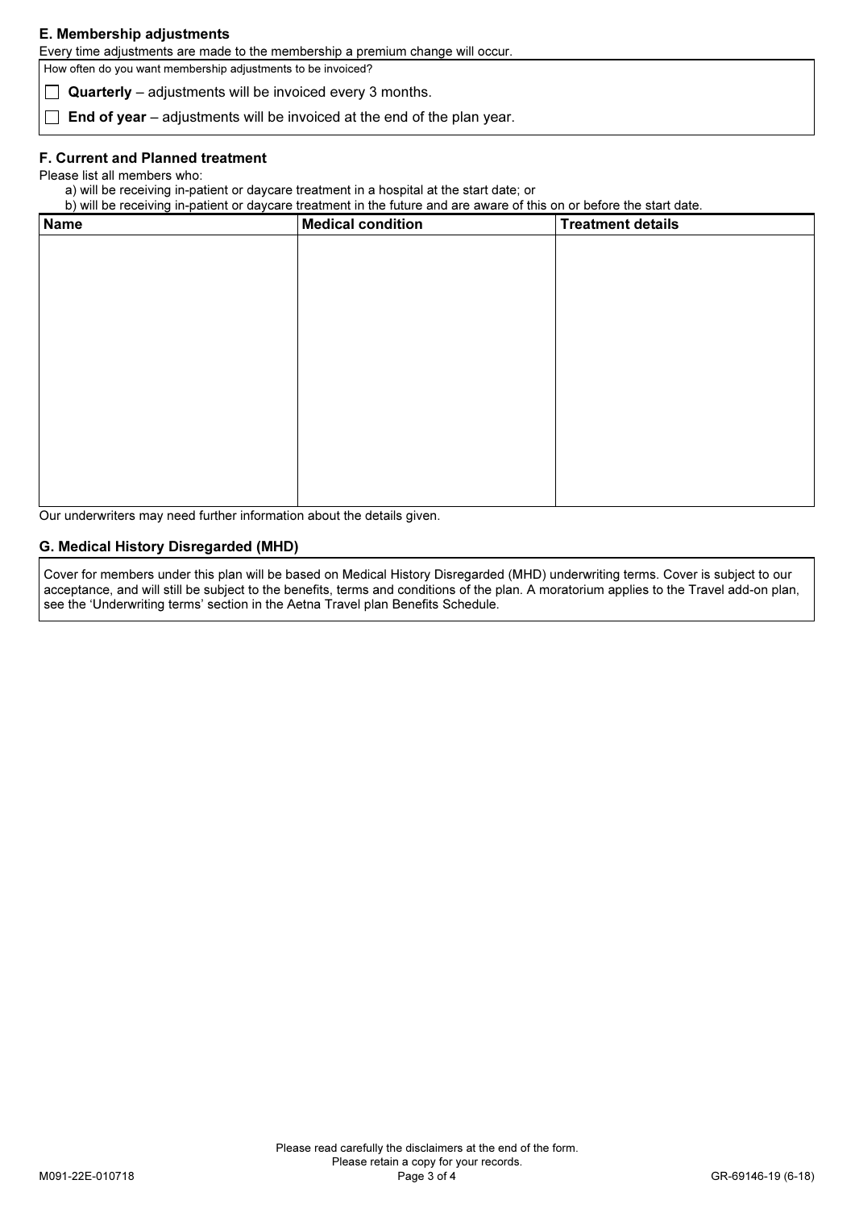### E. Membership adjustments

Every time adjustments are made to the membership a premium change will occur.

How often do you want membership adjustments to be invoiced?

☐ **Quarterly** – adjustments will be invoiced every 3 months.

☐ **End of year** – adjustments will be invoiced at the end of the plan year.

### F. Current and Planned treatment

Please list all members who:

a) will be receiving in-patient or daycare treatment in a hospital at the start date; or

b) will be receiving in-patient or daycare treatment in the future and are aware of this on or before the start date.

| Name | Medical condition | Treatment details |
|---|---|---|
| | | |

Our underwriters may need further information about the details given.

### G. Medical History Disregarded (MHD)

Cover for members under this plan will be based on Medical History Disregarded (MHD) underwriting terms. Cover is subject to our acceptance, and will still be subject to the benefits, terms and conditions of the plan. A moratorium applies to the Travel add-on plan, see the 'Underwriting terms' section in the Aetna Travel plan Benefits Schedule.

Please read carefully the disclaimers at the end of the form.
Please retain a copy for your records.

M091-22E-010718 GR-69146-19 (6-18)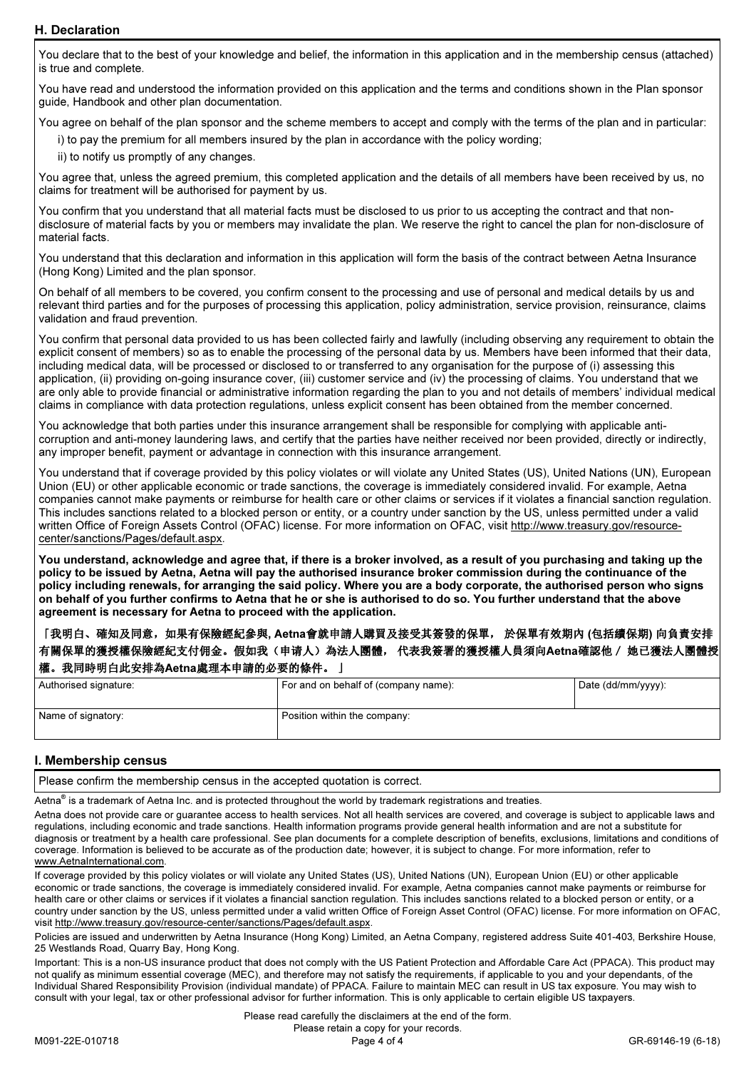## H. Declaration

You declare that to the best of your knowledge and belief, the information in this application and in the membership census (attached) is true and complete.

You have read and understood the information provided on this application and the terms and conditions shown in the Plan sponsor guide, Handbook and other plan documentation.

You agree on behalf of the plan sponsor and the scheme members to accept and comply with the terms of the plan and in particular:

i) to pay the premium for all members insured by the plan in accordance with the policy wording;

ii) to notify us promptly of any changes.

You agree that, unless the agreed premium, this completed application and the details of all members have been received by us, no claims for treatment will be authorised for payment by us.

You confirm that you understand that all material facts must be disclosed to us prior to us accepting the contract and that non-disclosure of material facts by you or members may invalidate the plan. We reserve the right to cancel the plan for non-disclosure of material facts.

You understand that this declaration and information in this application will form the basis of the contract between Aetna Insurance (Hong Kong) Limited and the plan sponsor.

On behalf of all members to be covered, you confirm consent to the processing and use of personal and medical details by us and relevant third parties and for the purposes of processing this application, policy administration, service provision, reinsurance, claims validation and fraud prevention.

You confirm that personal data provided to us has been collected fairly and lawfully (including observing any requirement to obtain the explicit consent of members) so as to enable the processing of the personal data by us. Members have been informed that their data, including medical data, will be processed or disclosed to or transferred to any organisation for the purpose of (i) assessing this application, (ii) providing on-going insurance cover, (iii) customer service and (iv) the processing of claims. You understand that we are only able to provide financial or administrative information regarding the plan to you and not details of members' individual medical claims in compliance with data protection regulations, unless explicit consent has been obtained from the member concerned.

You acknowledge that both parties under this insurance arrangement shall be responsible for complying with applicable anti-corruption and anti-money laundering laws, and certify that the parties have neither received nor been provided, directly or indirectly, any improper benefit, payment or advantage in connection with this insurance arrangement.

You understand that if coverage provided by this policy violates or will violate any United States (US), United Nations (UN), European Union (EU) or other applicable economic or trade sanctions, the coverage is immediately considered invalid. For example, Aetna companies cannot make payments or reimburse for health care or other claims or services if it violates a financial sanction regulation. This includes sanctions related to a blocked person or entity, or a country under sanction by the US, unless permitted under a valid written Office of Foreign Assets Control (OFAC) license. For more information on OFAC, visit http://www.treasury.gov/resource-center/sanctions/Pages/default.aspx.

**You understand, acknowledge and agree that, if there is a broker involved, as a result of you purchasing and taking up the policy to be issued by Aetna, Aetna will pay the authorised insurance broker commission during the continuance of the policy including renewals, for arranging the said policy. Where you are a body corporate, the authorised person who signs on behalf of you further confirms to Aetna that he or she is authorised to do so. You further understand that the above agreement is necessary for Aetna to proceed with the application.**

**「我明白、確知及同意，如果有保險經紀參與, Aetna會就申請人購買及接受其簽發的保單， 於保單有效期內 (包括續保期) 向負責安排有關保單的獲授權保險經紀支付佣金。假如我（申請人）為法人團體， 代表我簽署的獲授權人員須向Aetna確認他／ 她已獲法人團體授權。我同時明白此安排為Aetna處理本申請的必要的條件。 」**

| | | |
|---|---|---|
| Authorised signature: | For and on behalf of (company name): | Date (dd/mm/yyyy): |
| Name of signatory: | Position within the company: | |

## I. Membership census

Please confirm the membership census in the accepted quotation is correct.

Aetna® is a trademark of Aetna Inc. and is protected throughout the world by trademark registrations and treaties.

Aetna does not provide care or guarantee access to health services. Not all health services are covered, and coverage is subject to applicable laws and regulations, including economic and trade sanctions. Health information programs provide general health information and are not a substitute for diagnosis or treatment by a health care professional. See plan documents for a complete description of benefits, exclusions, limitations and conditions of coverage. Information is believed to be accurate as of the production date; however, it is subject to change. For more information, refer to www.AetnaInternational.com.

If coverage provided by this policy violates or will violate any United States (US), United Nations (UN), European Union (EU) or other applicable economic or trade sanctions, the coverage is immediately considered invalid. For example, Aetna companies cannot make payments or reimburse for health care or other claims or services if it violates a financial sanction regulation. This includes sanctions related to a blocked person or entity, or a country under sanction by the US, unless permitted under a valid written Office of Foreign Asset Control (OFAC) license. For more information on OFAC, visit http://www.treasury.gov/resource-center/sanctions/Pages/default.aspx.

Policies are issued and underwritten by Aetna Insurance (Hong Kong) Limited, an Aetna Company, registered address Suite 401-403, Berkshire House, 25 Westlands Road, Quarry Bay, Hong Kong.

Important: This is a non-US insurance product that does not comply with the US Patient Protection and Affordable Care Act (PPACA). This product may not qualify as minimum essential coverage (MEC), and therefore may not satisfy the requirements, if applicable to you and your dependants, of the Individual Shared Responsibility Provision (individual mandate) of PPACA. Failure to maintain MEC can result in US tax exposure. You may wish to consult with your legal, tax or other professional advisor for further information. This is only applicable to certain eligible US taxpayers.

Please read carefully the disclaimers at the end of the form.

Please retain a copy for your records.

M091-22E-010718

GR-69146-19 (6-18)